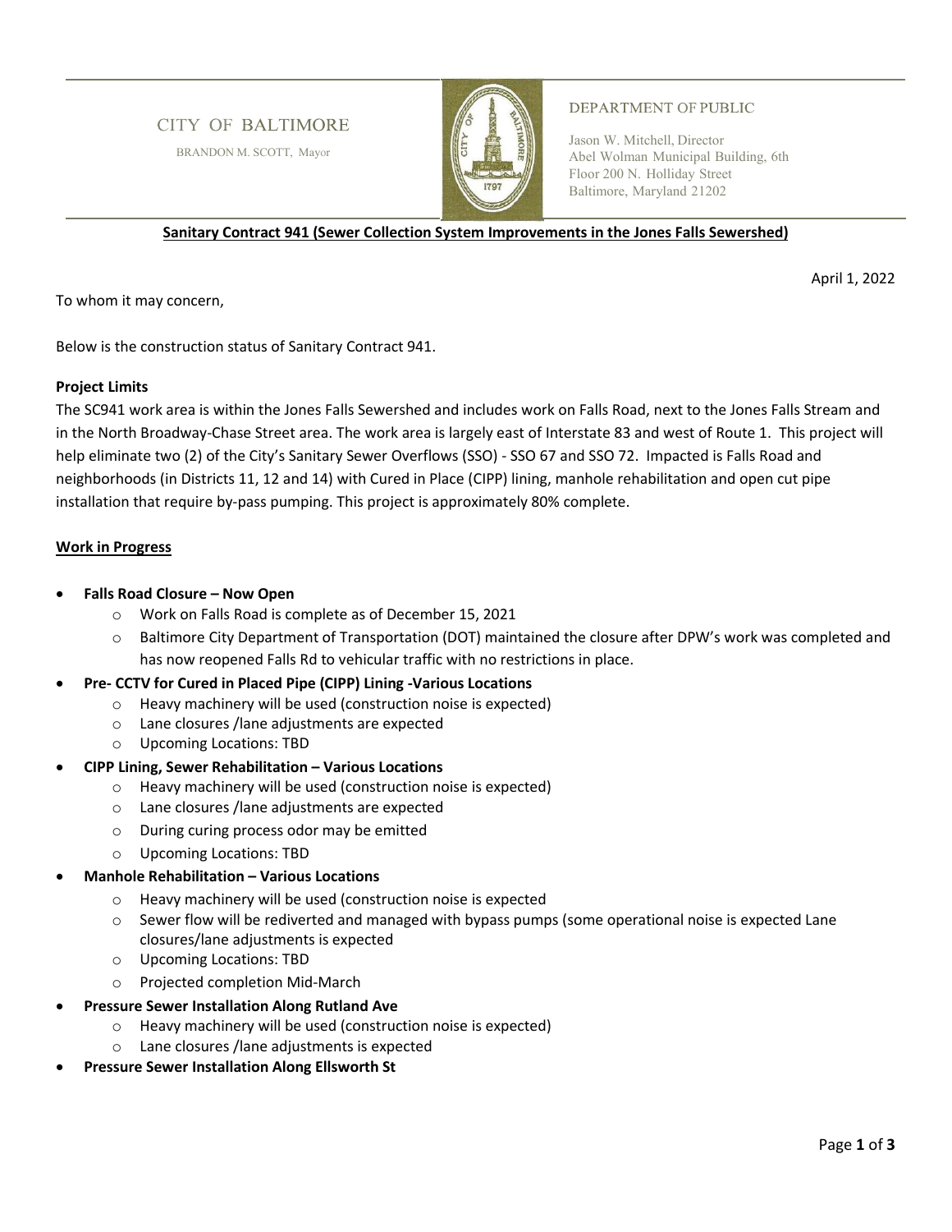CITY OF BALTIMORE

BRANDON M. SCOTT, Mayor

DEPARTMENT OF PUBLIC

Jason W. Mitchell, Director
Abel Wolman Municipal Building, 6th Floor 200 N. Holliday Street
Baltimore, Maryland 21202

**Sanitary Contract 941 (Sewer Collection System Improvements in the Jones Falls Sewershed)**

April 1, 2022

To whom it may concern,

Below is the construction status of Sanitary Contract 941.

**Project Limits**

The SC941 work area is within the Jones Falls Sewershed and includes work on Falls Road, next to the Jones Falls Stream and in the North Broadway-Chase Street area. The work area is largely east of Interstate 83 and west of Route 1. This project will help eliminate two (2) of the City's Sanitary Sewer Overflows (SSO) - SSO 67 and SSO 72. Impacted is Falls Road and neighborhoods (in Districts 11, 12 and 14) with Cured in Place (CIPP) lining, manhole rehabilitation and open cut pipe installation that require by-pass pumping. This project is approximately 80% complete.

**Work in Progress**

- **Falls Road Closure – Now Open**
  - Work on Falls Road is complete as of December 15, 2021
  - Baltimore City Department of Transportation (DOT) maintained the closure after DPW's work was completed and has now reopened Falls Rd to vehicular traffic with no restrictions in place.
- **Pre- CCTV for Cured in Placed Pipe (CIPP) Lining -Various Locations**
  - Heavy machinery will be used (construction noise is expected)
  - Lane closures /lane adjustments are expected
  - Upcoming Locations: TBD
- **CIPP Lining, Sewer Rehabilitation – Various Locations**
  - Heavy machinery will be used (construction noise is expected)
  - Lane closures /lane adjustments are expected
  - During curing process odor may be emitted
  - Upcoming Locations: TBD
- **Manhole Rehabilitation – Various Locations**
  - Heavy machinery will be used (construction noise is expected
  - Sewer flow will be rediverted and managed with bypass pumps (some operational noise is expected Lane closures/lane adjustments is expected
  - Upcoming Locations: TBD
  - Projected completion Mid-March
- **Pressure Sewer Installation Along Rutland Ave**
  - Heavy machinery will be used (construction noise is expected)
  - Lane closures /lane adjustments is expected
- **Pressure Sewer Installation Along Ellsworth St**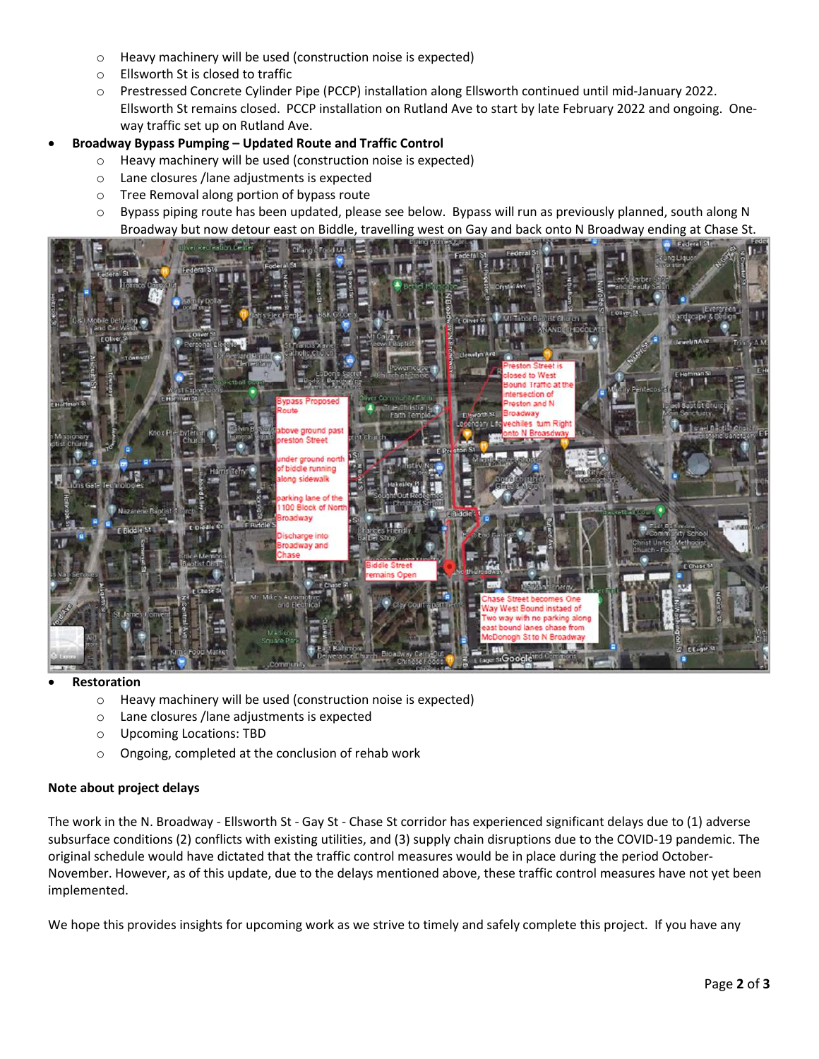- Heavy machinery will be used (construction noise is expected)
    - Ellsworth St is closed to traffic
    - Prestressed Concrete Cylinder Pipe (PCCP) installation along Ellsworth continued until mid-January 2022. Ellsworth St remains closed. PCCP installation on Rutland Ave to start by late February 2022 and ongoing. One-way traffic set up on Rutland Ave.
- **Broadway Bypass Pumping – Updated Route and Traffic Control**
    - Heavy machinery will be used (construction noise is expected)
    - Lane closures /lane adjustments is expected
    - Tree Removal along portion of bypass route
    - Bypass piping route has been updated, please see below. Bypass will run as previously planned, south along N Broadway but now detour east on Biddle, travelling west on Gay and back onto N Broadway ending at Chase St.
- **Restoration**
    - Heavy machinery will be used (construction noise is expected)
    - Lane closures /lane adjustments is expected
    - Upcoming Locations: TBD
    - Ongoing, completed at the conclusion of rehab work

**Note about project delays**

The work in the N. Broadway - Ellsworth St - Gay St - Chase St corridor has experienced significant delays due to (1) adverse subsurface conditions (2) conflicts with existing utilities, and (3) supply chain disruptions due to the COVID-19 pandemic. The original schedule would have dictated that the traffic control measures would be in place during the period October-November. However, as of this update, due to the delays mentioned above, these traffic control measures have not yet been implemented.

We hope this provides insights for upcoming work as we strive to timely and safely complete this project. If you have any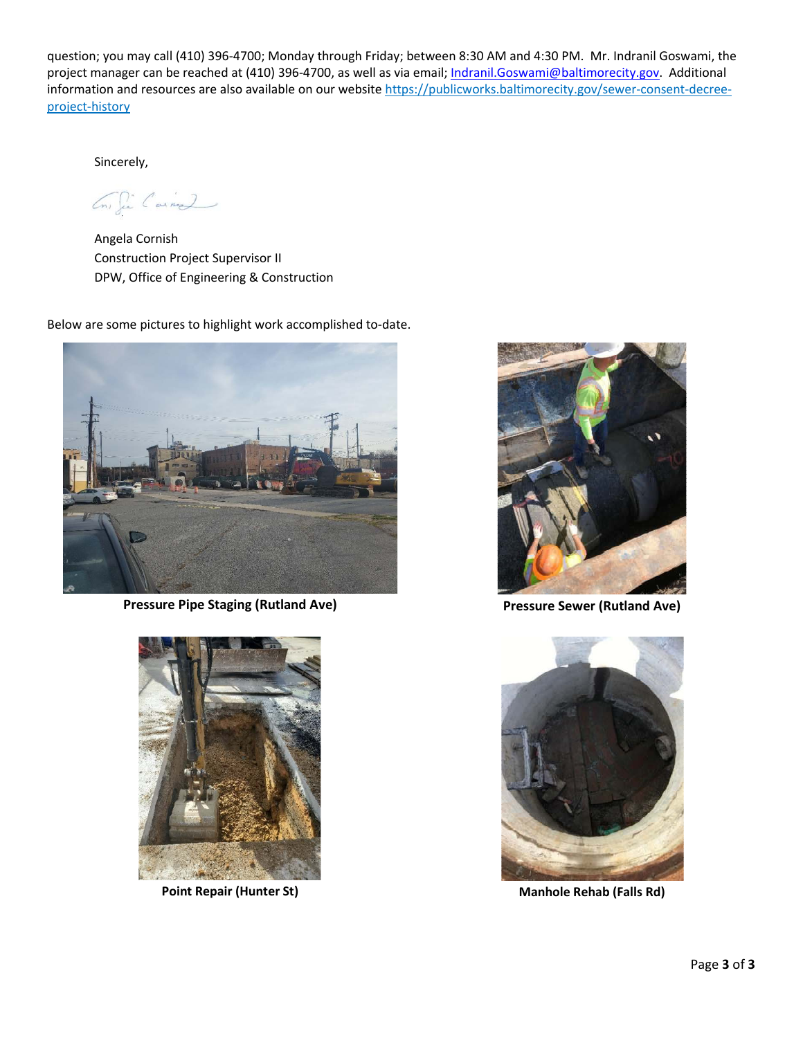question; you may call (410) 396-4700; Monday through Friday; between 8:30 AM and 4:30 PM. Mr. Indranil Goswami, the project manager can be reached at (410) 396-4700, as well as via email; Indranil.Goswami@baltimorecity.gov. Additional information and resources are also available on our website https://publicworks.baltimorecity.gov/sewer-consent-decree-project-history

Sincerely,

Angela Cornish
Construction Project Supervisor II
DPW, Office of Engineering & Construction

Below are some pictures to highlight work accomplished to-date.

**Pressure Pipe Staging (Rutland Ave)**

**Pressure Sewer (Rutland Ave)**

**Point Repair (Hunter St)**

**Manhole Rehab (Falls Rd)**